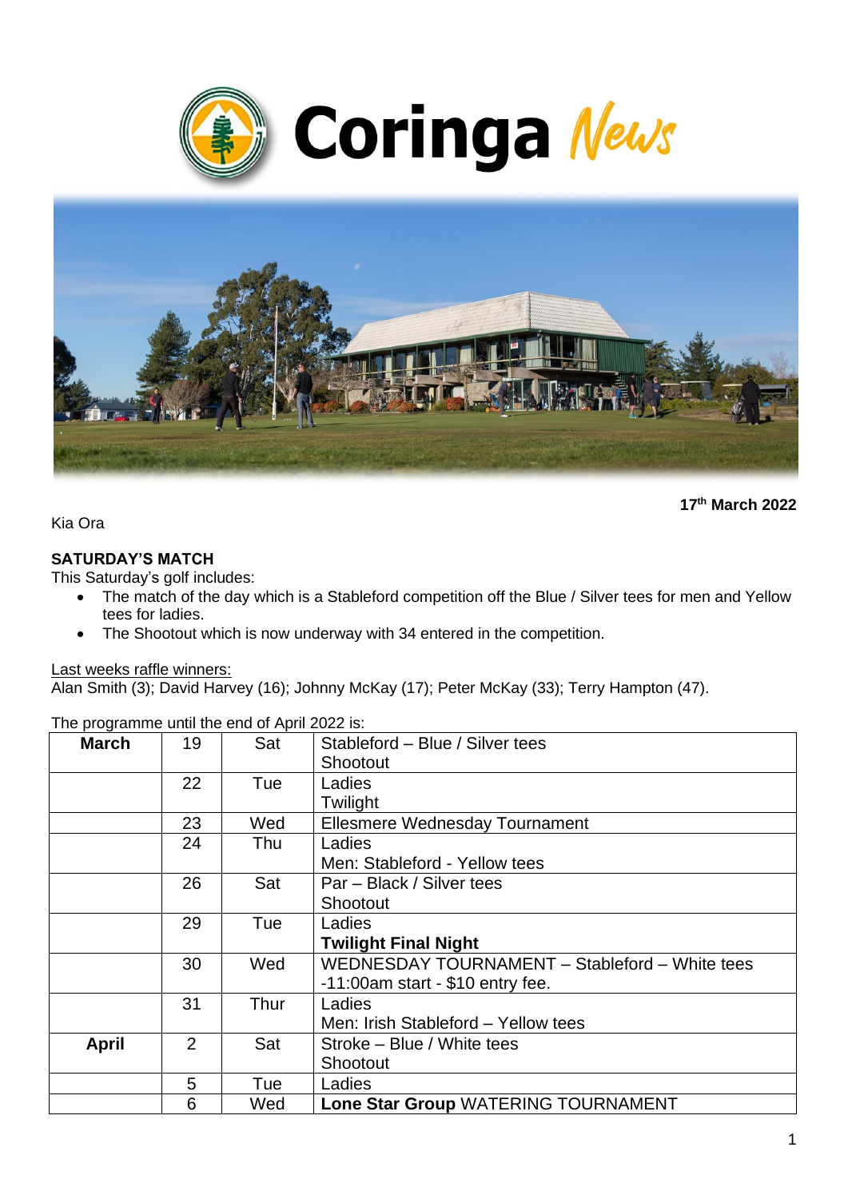# Coringa News

**17th March 2022**

Kia Ora

**SATURDAY'S MATCH**

This Saturday's golf includes:

- The match of the day which is a Stableford competition off the Blue / Silver tees for men and Yellow tees for ladies.
- The Shootout which is now underway with 34 entered in the competition.

Last weeks raffle winners:

Alan Smith (3); David Harvey (16); Johnny McKay (17); Peter McKay (33); Terry Hampton (47).

The programme until the end of April 2022 is:

| | | | |
|---|---|---|---|
| **March** | 19 | Sat | Stableford – Blue / Silver tees<br>Shootout |
| | 22 | Tue | Ladies<br>Twilight |
| | 23 | Wed | Ellesmere Wednesday Tournament |
| | 24 | Thu | Ladies<br>Men: Stableford - Yellow tees |
| | 26 | Sat | Par – Black / Silver tees<br>Shootout |
| | 29 | Tue | Ladies<br>**Twilight Final Night** |
| | 30 | Wed | WEDNESDAY TOURNAMENT – Stableford – White tees -11:00am start - $10 entry fee. |
| | 31 | Thur | Ladies<br>Men: Irish Stableford – Yellow tees |
| **April** | 2 | Sat | Stroke – Blue / White tees<br>Shootout |
| | 5 | Tue | Ladies |
| | 6 | Wed | **Lone Star Group** WATERING TOURNAMENT |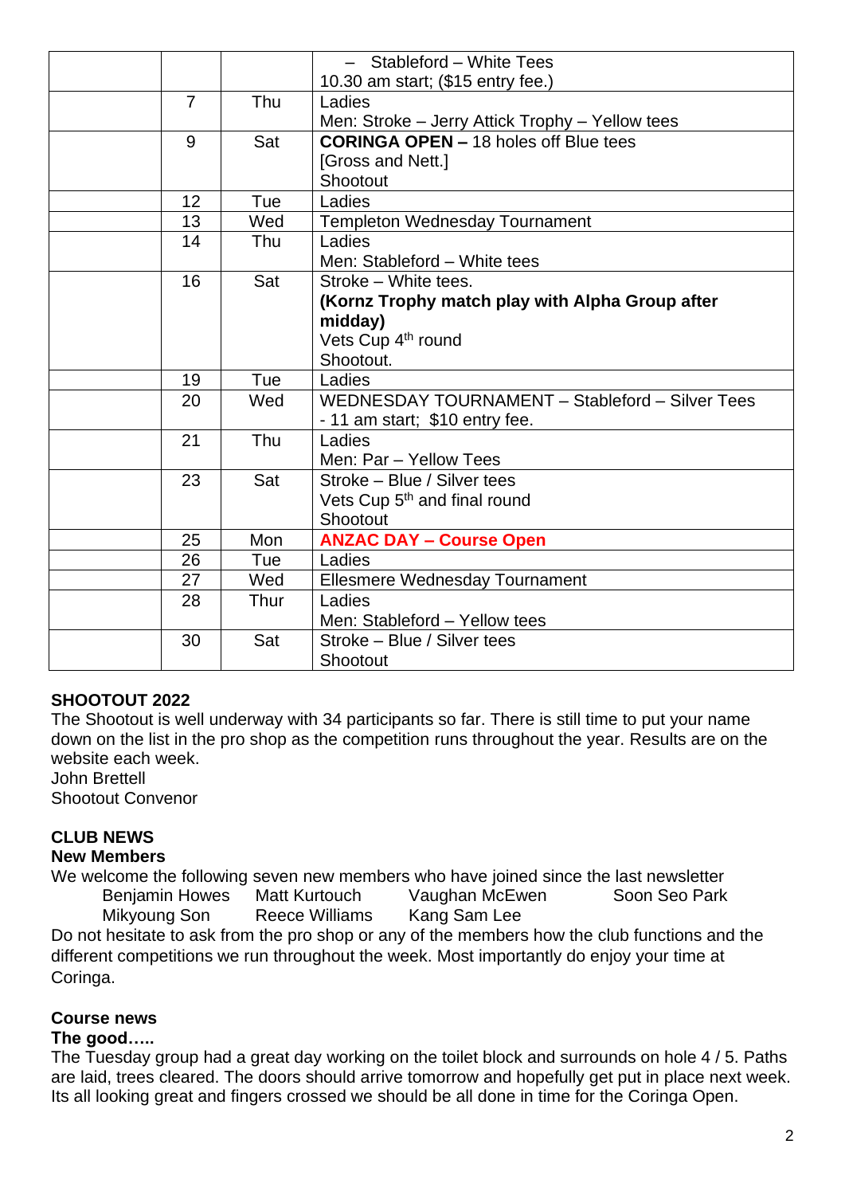| | | | |
|---|---|---|---|
| | | – Stableford – White Tees<br>10.30 am start; ($15 entry fee.) |
| | 7 | Thu | Ladies<br>Men: Stroke – Jerry Attick Trophy – Yellow tees |
| | 9 | Sat | **CORINGA OPEN –** 18 holes off Blue tees<br>[Gross and Nett.]<br>Shootout |
| | 12 | Tue | Ladies |
| | 13 | Wed | Templeton Wednesday Tournament |
| | 14 | Thu | Ladies<br>Men: Stableford – White tees |
| | 16 | Sat | Stroke – White tees.<br>**(Kornz Trophy match play with Alpha Group after midday)**<br>Vets Cup 4th round<br>Shootout. |
| | 19 | Tue | Ladies |
| | 20 | Wed | WEDNESDAY TOURNAMENT – Stableford – Silver Tees<br>- 11 am start; $10 entry fee. |
| | 21 | Thu | Ladies<br>Men: Par – Yellow Tees |
| | 23 | Sat | Stroke – Blue / Silver tees<br>Vets Cup 5th and final round<br>Shootout |
| | 25 | Mon | **ANZAC DAY – Course Open** |
| | 26 | Tue | Ladies |
| | 27 | Wed | Ellesmere Wednesday Tournament |
| | 28 | Thur | Ladies<br>Men: Stableford – Yellow tees |
| | 30 | Sat | Stroke – Blue / Silver tees<br>Shootout |

**SHOOTOUT 2022**

The Shootout is well underway with 34 participants so far. There is still time to put your name down on the list in the pro shop as the competition runs throughout the year. Results are on the website each week.

John Brettell
Shootout Convenor

**CLUB NEWS**

**New Members**

We welcome the following seven new members who have joined since the last newsletter

Benjamin Howes  Matt Kurtouch  Vaughan McEwen  Soon Seo Park
Mikyoung Son  Reece Williams  Kang Sam Lee

Do not hesitate to ask from the pro shop or any of the members how the club functions and the different competitions we run throughout the week. Most importantly do enjoy your time at Coringa.

**Course news**

**The good…..**

The Tuesday group had a great day working on the toilet block and surrounds on hole 4 / 5. Paths are laid, trees cleared. The doors should arrive tomorrow and hopefully get put in place next week. Its all looking great and fingers crossed we should be all done in time for the Coringa Open.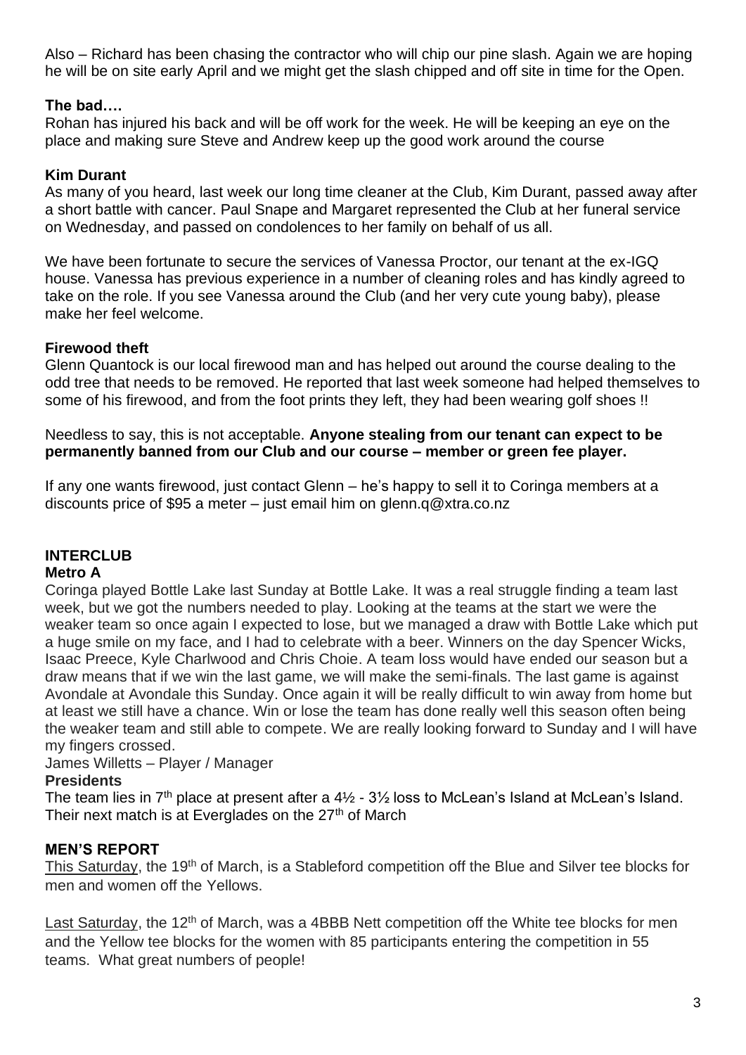Also – Richard has been chasing the contractor who will chip our pine slash. Again we are hoping he will be on site early April and we might get the slash chipped and off site in time for the Open.

**The bad….**

Rohan has injured his back and will be off work for the week. He will be keeping an eye on the place and making sure Steve and Andrew keep up the good work around the course

**Kim Durant**

As many of you heard, last week our long time cleaner at the Club, Kim Durant, passed away after a short battle with cancer. Paul Snape and Margaret represented the Club at her funeral service on Wednesday, and passed on condolences to her family on behalf of us all.

We have been fortunate to secure the services of Vanessa Proctor, our tenant at the ex-IGQ house. Vanessa has previous experience in a number of cleaning roles and has kindly agreed to take on the role. If you see Vanessa around the Club (and her very cute young baby), please make her feel welcome.

**Firewood theft**

Glenn Quantock is our local firewood man and has helped out around the course dealing to the odd tree that needs to be removed. He reported that last week someone had helped themselves to some of his firewood, and from the foot prints they left, they had been wearing golf shoes !!

Needless to say, this is not acceptable. **Anyone stealing from our tenant can expect to be permanently banned from our Club and our course – member or green fee player.**

If any one wants firewood, just contact Glenn – he's happy to sell it to Coringa members at a discounts price of $95 a meter – just email him on glenn.q@xtra.co.nz

## INTERCLUB

**Metro A**

Coringa played Bottle Lake last Sunday at Bottle Lake. It was a real struggle finding a team last week, but we got the numbers needed to play. Looking at the teams at the start we were the weaker team so once again I expected to lose, but we managed a draw with Bottle Lake which put a huge smile on my face, and I had to celebrate with a beer. Winners on the day Spencer Wicks, Isaac Preece, Kyle Charlwood and Chris Choie. A team loss would have ended our season but a draw means that if we win the last game, we will make the semi-finals. The last game is against Avondale at Avondale this Sunday. Once again it will be really difficult to win away from home but at least we still have a chance. Win or lose the team has done really well this season often being the weaker team and still able to compete. We are really looking forward to Sunday and I will have my fingers crossed.

James Willetts – Player / Manager

**Presidents**

The team lies in 7th place at present after a 4½ - 3½ loss to McLean's Island at McLean's Island. Their next match is at Everglades on the 27th of March

## MEN'S REPORT

This Saturday, the 19th of March, is a Stableford competition off the Blue and Silver tee blocks for men and women off the Yellows.

Last Saturday, the 12th of March, was a 4BBB Nett competition off the White tee blocks for men and the Yellow tee blocks for the women with 85 participants entering the competition in 55 teams. What great numbers of people!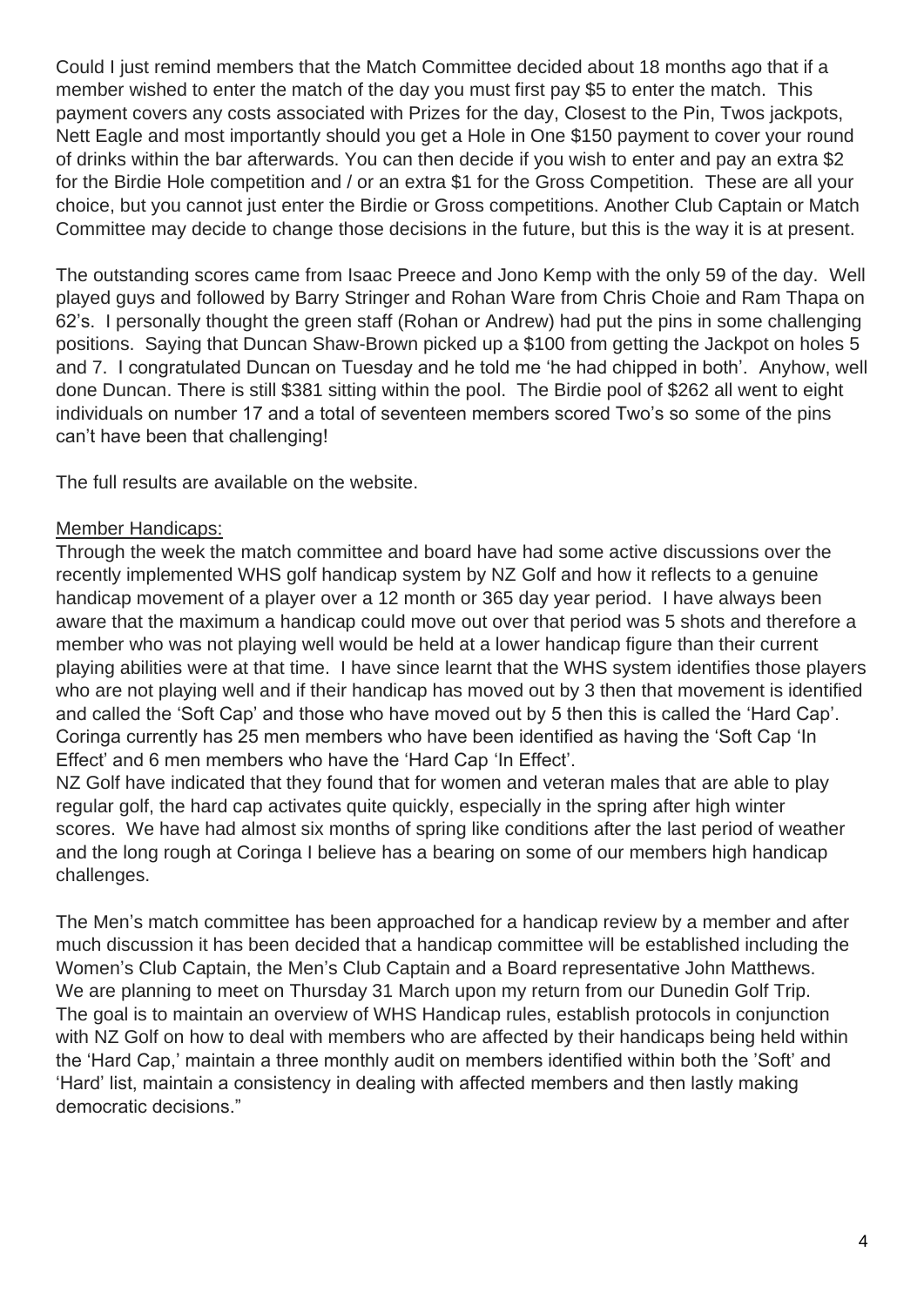Could I just remind members that the Match Committee decided about 18 months ago that if a member wished to enter the match of the day you must first pay $5 to enter the match. This payment covers any costs associated with Prizes for the day, Closest to the Pin, Twos jackpots, Nett Eagle and most importantly should you get a Hole in One $150 payment to cover your round of drinks within the bar afterwards. You can then decide if you wish to enter and pay an extra $2 for the Birdie Hole competition and / or an extra $1 for the Gross Competition. These are all your choice, but you cannot just enter the Birdie or Gross competitions. Another Club Captain or Match Committee may decide to change those decisions in the future, but this is the way it is at present.

The outstanding scores came from Isaac Preece and Jono Kemp with the only 59 of the day. Well played guys and followed by Barry Stringer and Rohan Ware from Chris Choie and Ram Thapa on 62's. I personally thought the green staff (Rohan or Andrew) had put the pins in some challenging positions. Saying that Duncan Shaw-Brown picked up a $100 from getting the Jackpot on holes 5 and 7. I congratulated Duncan on Tuesday and he told me 'he had chipped in both'. Anyhow, well done Duncan. There is still $381 sitting within the pool. The Birdie pool of $262 all went to eight individuals on number 17 and a total of seventeen members scored Two's so some of the pins can't have been that challenging!

The full results are available on the website.

<u>Member Handicaps:</u>

Through the week the match committee and board have had some active discussions over the recently implemented WHS golf handicap system by NZ Golf and how it reflects to a genuine handicap movement of a player over a 12 month or 365 day year period. I have always been aware that the maximum a handicap could move out over that period was 5 shots and therefore a member who was not playing well would be held at a lower handicap figure than their current playing abilities were at that time. I have since learnt that the WHS system identifies those players who are not playing well and if their handicap has moved out by 3 then that movement is identified and called the 'Soft Cap' and those who have moved out by 5 then this is called the 'Hard Cap'. Coringa currently has 25 men members who have been identified as having the 'Soft Cap 'In Effect' and 6 men members who have the 'Hard Cap 'In Effect'.

NZ Golf have indicated that they found that for women and veteran males that are able to play regular golf, the hard cap activates quite quickly, especially in the spring after high winter scores. We have had almost six months of spring like conditions after the last period of weather and the long rough at Coringa I believe has a bearing on some of our members high handicap challenges.

The Men's match committee has been approached for a handicap review by a member and after much discussion it has been decided that a handicap committee will be established including the Women's Club Captain, the Men's Club Captain and a Board representative John Matthews. We are planning to meet on Thursday 31 March upon my return from our Dunedin Golf Trip. The goal is to maintain an overview of WHS Handicap rules, establish protocols in conjunction with NZ Golf on how to deal with members who are affected by their handicaps being held within the 'Hard Cap,' maintain a three monthly audit on members identified within both the 'Soft' and 'Hard' list, maintain a consistency in dealing with affected members and then lastly making democratic decisions."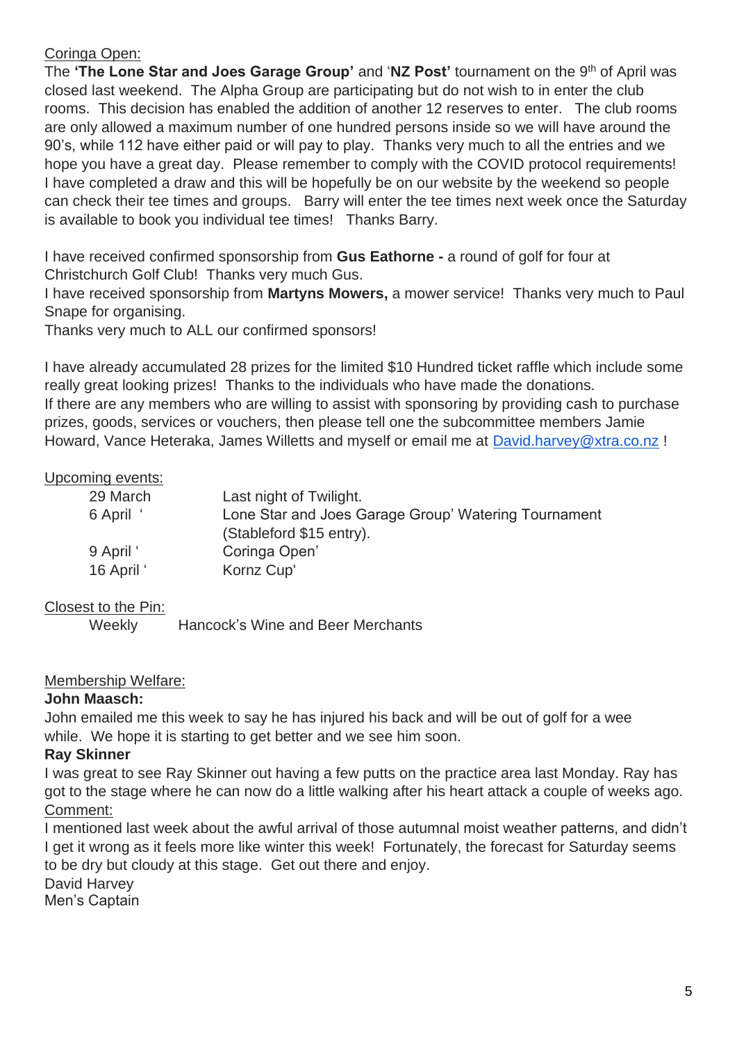Coringa Open:

The **'The Lone Star and Joes Garage Group'** and '**NZ Post'** tournament on the 9th of April was closed last weekend. The Alpha Group are participating but do not wish to in enter the club rooms. This decision has enabled the addition of another 12 reserves to enter. The club rooms are only allowed a maximum number of one hundred persons inside so we will have around the 90's, while 112 have either paid or will pay to play. Thanks very much to all the entries and we hope you have a great day. Please remember to comply with the COVID protocol requirements! I have completed a draw and this will be hopefully be on our website by the weekend so people can check their tee times and groups. Barry will enter the tee times next week once the Saturday is available to book you individual tee times! Thanks Barry.

I have received confirmed sponsorship from **Gus Eathorne -** a round of golf for four at Christchurch Golf Club! Thanks very much Gus.
I have received sponsorship from **Martyns Mowers,** a mower service! Thanks very much to Paul Snape for organising.
Thanks very much to ALL our confirmed sponsors!

I have already accumulated 28 prizes for the limited $10 Hundred ticket raffle which include some really great looking prizes! Thanks to the individuals who have made the donations.
If there are any members who are willing to assist with sponsoring by providing cash to purchase prizes, goods, services or vouchers, then please tell one the subcommittee members Jamie Howard, Vance Heteraka, James Willetts and myself or email me at David.harvey@xtra.co.nz !

Upcoming events:

| | |
|---|---|
| 29 March | Last night of Twilight. |
| 6 April ' | Lone Star and Joes Garage Group' Watering Tournament (Stableford $15 entry). |
| 9 April ' | Coringa Open' |
| 16 April ' | Kornz Cup' |

Closest to the Pin:

Weekly Hancock's Wine and Beer Merchants

Membership Welfare:

**John Maasch:**

John emailed me this week to say he has injured his back and will be out of golf for a wee while. We hope it is starting to get better and we see him soon.

**Ray Skinner**

I was great to see Ray Skinner out having a few putts on the practice area last Monday. Ray has got to the stage where he can now do a little walking after his heart attack a couple of weeks ago.

Comment:

I mentioned last week about the awful arrival of those autumnal moist weather patterns, and didn't I get it wrong as it feels more like winter this week! Fortunately, the forecast for Saturday seems to be dry but cloudy at this stage. Get out there and enjoy.

David Harvey
Men's Captain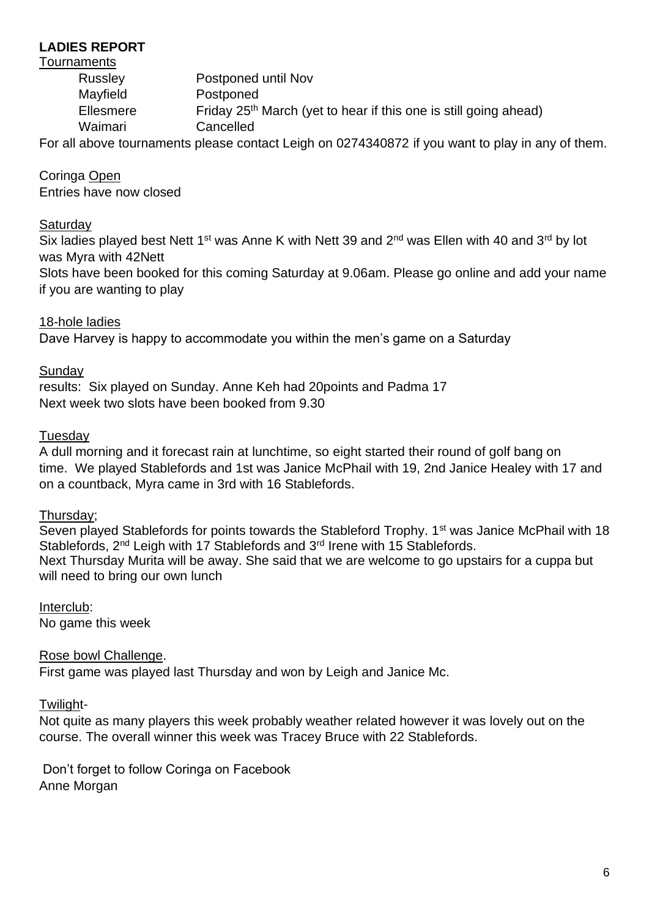**LADIES REPORT**

Tournaments

| | |
|---|---|
| Russley | Postponed until Nov |
| Mayfield | Postponed |
| Ellesmere | Friday 25th March (yet to hear if this one is still going ahead) |
| Waimari | Cancelled |

For all above tournaments please contact Leigh on 0274340872 if you want to play in any of them.

Coringa Open

Entries have now closed

Saturday

Six ladies played best Nett 1st was Anne K with Nett 39 and 2nd was Ellen with 40 and 3rd by lot was Myra with 42Nett

Slots have been booked for this coming Saturday at 9.06am. Please go online and add your name if you are wanting to play

18-hole ladies

Dave Harvey is happy to accommodate you within the men's game on a Saturday

Sunday

results: Six played on Sunday. Anne Keh had 20points and Padma 17

Next week two slots have been booked from 9.30

Tuesday

A dull morning and it forecast rain at lunchtime, so eight started their round of golf bang on time. We played Stablefords and 1st was Janice McPhail with 19, 2nd Janice Healey with 17 and on a countback, Myra came in 3rd with 16 Stablefords.

Thursday;

Seven played Stablefords for points towards the Stableford Trophy. 1st was Janice McPhail with 18 Stablefords, 2nd Leigh with 17 Stablefords and 3rd Irene with 15 Stablefords.

Next Thursday Murita will be away. She said that we are welcome to go upstairs for a cuppa but will need to bring our own lunch

Interclub:

No game this week

Rose bowl Challenge.

First game was played last Thursday and won by Leigh and Janice Mc.

Twilight-

Not quite as many players this week probably weather related however it was lovely out on the course. The overall winner this week was Tracey Bruce with 22 Stablefords.

Don't forget to follow Coringa on Facebook

Anne Morgan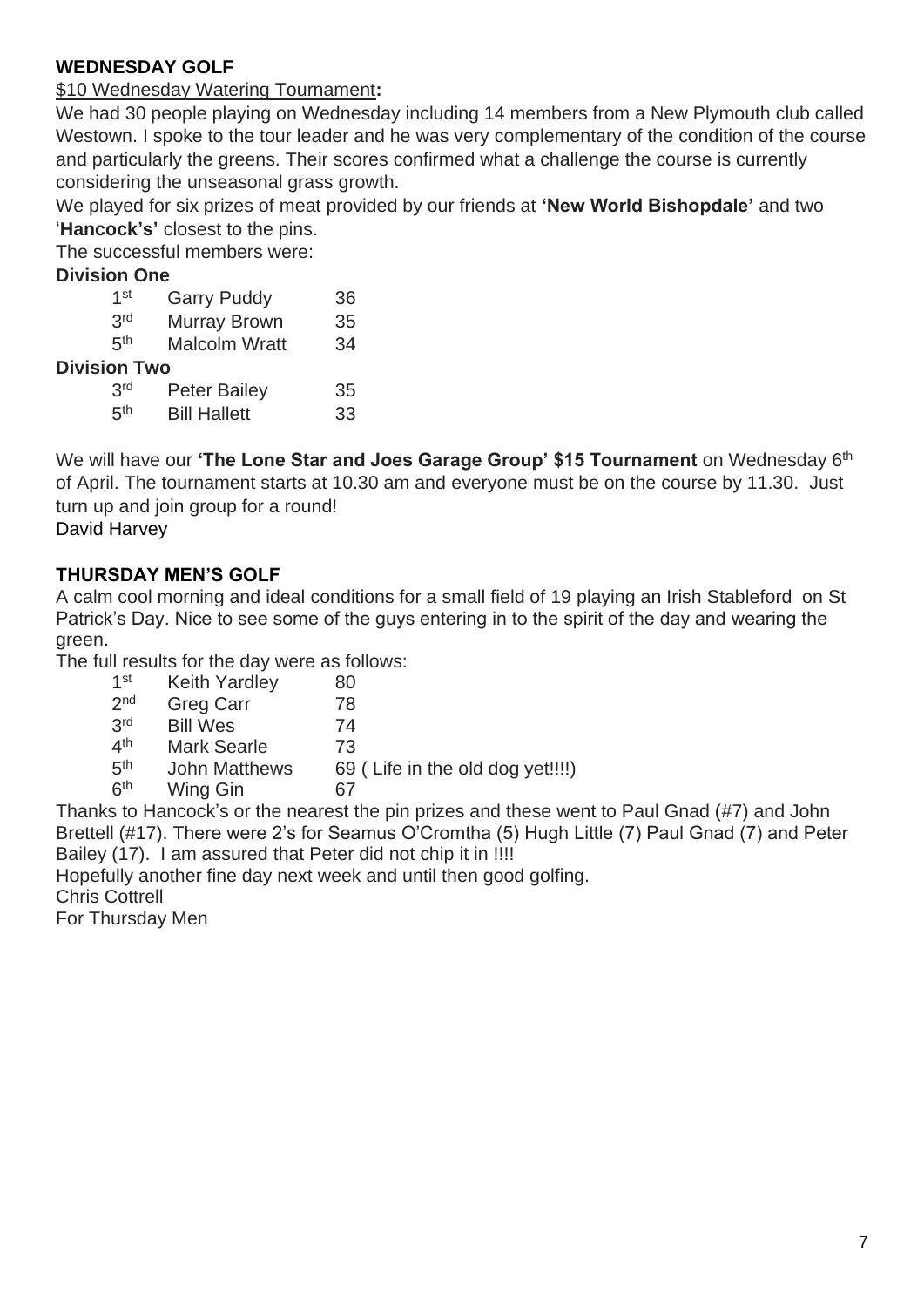## WEDNESDAY GOLF

\$10 Wednesday Watering Tournament**:**

We had 30 people playing on Wednesday including 14 members from a New Plymouth club called Westown. I spoke to the tour leader and he was very complementary of the condition of the course and particularly the greens. Their scores confirmed what a challenge the course is currently considering the unseasonal grass growth.

We played for six prizes of meat provided by our friends at **'New World Bishopdale'** and two '**Hancock's'** closest to the pins.

The successful members were:

**Division One**

| | | |
|---|---|---|
| 1st | Garry Puddy | 36 |
| 3rd | Murray Brown | 35 |
| 5th | Malcolm Wratt | 34 |

**Division Two**

| | | |
|---|---|---|
| 3rd | Peter Bailey | 35 |
| 5th | Bill Hallett | 33 |

We will have our **'The Lone Star and Joes Garage Group' \$15 Tournament** on Wednesday 6th of April. The tournament starts at 10.30 am and everyone must be on the course by 11.30. Just turn up and join group for a round!

David Harvey

## THURSDAY MEN'S GOLF

A calm cool morning and ideal conditions for a small field of 19 playing an Irish Stableford on St Patrick's Day. Nice to see some of the guys entering in to the spirit of the day and wearing the green.

The full results for the day were as follows:

| | | |
|---|---|---|
| 1st | Keith Yardley | 80 |
| 2nd | Greg Carr | 78 |
| 3rd | Bill Wes | 74 |
| 4th | Mark Searle | 73 |
| 5th | John Matthews | 69 ( Life in the old dog yet!!!!) |
| 6th | Wing Gin | 67 |

Thanks to Hancock's or the nearest the pin prizes and these went to Paul Gnad (#7) and John Brettell (#17). There were 2's for Seamus O'Cromtha (5) Hugh Little (7) Paul Gnad (7) and Peter Bailey (17). I am assured that Peter did not chip it in !!!!

Hopefully another fine day next week and until then good golfing.

Chris Cottrell

For Thursday Men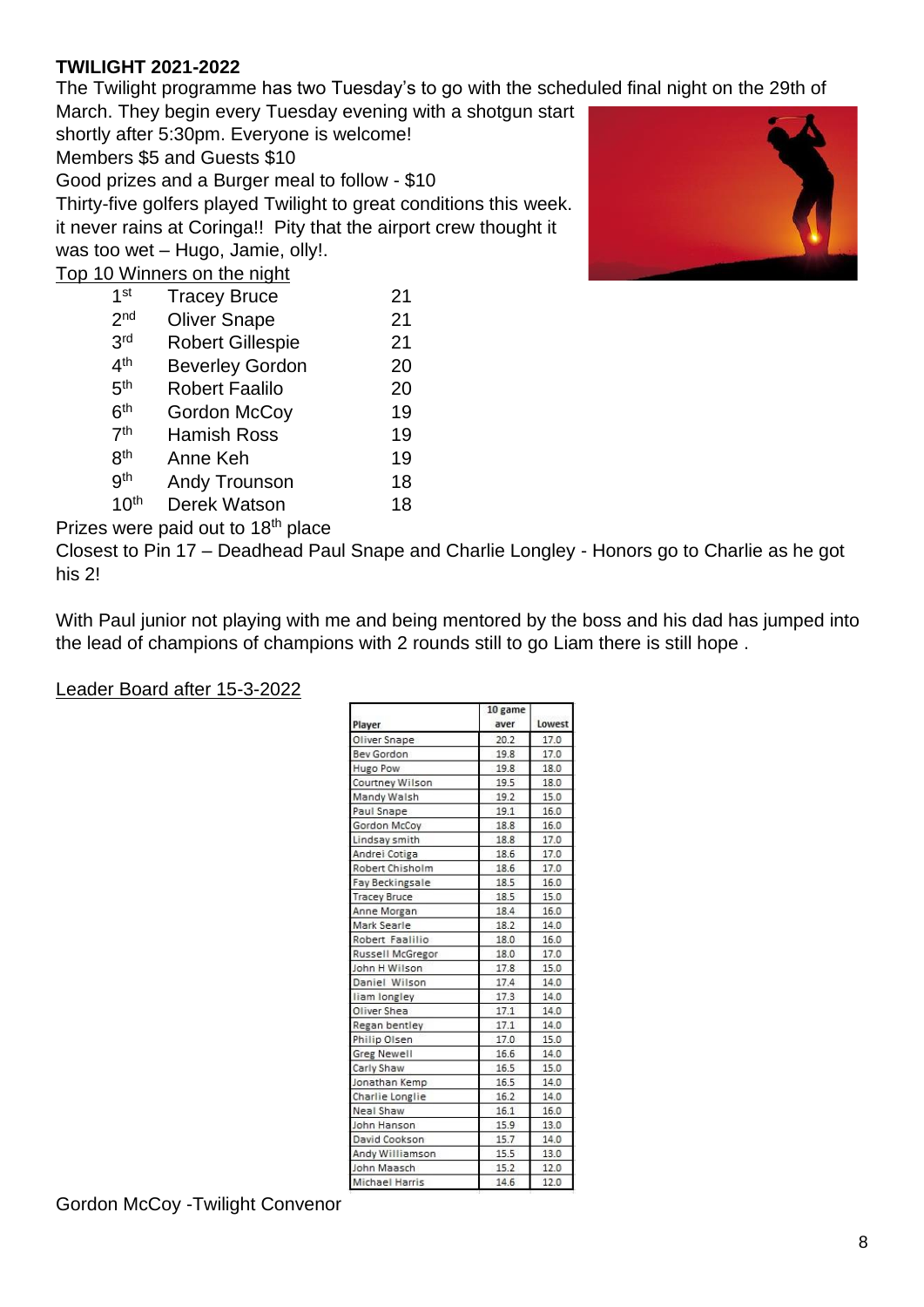**TWILIGHT 2021-2022**

The Twilight programme has two Tuesday's to go with the scheduled final night on the 29th of March. They begin every Tuesday evening with a shotgun start shortly after 5:30pm. Everyone is welcome!

Members $5 and Guests $10

Good prizes and a Burger meal to follow - $10

Thirty-five golfers played Twilight to great conditions this week. it never rains at Coringa!! Pity that the airport crew thought it was too wet – Hugo, Jamie, olly!.

Top 10 Winners on the night

| | | |
|---|---|---|
| 1st | Tracey Bruce | 21 |
| 2nd | Oliver Snape | 21 |
| 3rd | Robert Gillespie | 21 |
| 4th | Beverley Gordon | 20 |
| 5th | Robert Faalilo | 20 |
| 6th | Gordon McCoy | 19 |
| 7th | Hamish Ross | 19 |
| 8th | Anne Keh | 19 |
| 9th | Andy Trounson | 18 |
| 10th | Derek Watson | 18 |

Prizes were paid out to 18th place

Closest to Pin 17 – Deadhead Paul Snape and Charlie Longley - Honors go to Charlie as he got his 2!

With Paul junior not playing with me and being mentored by the boss and his dad has jumped into the lead of champions of champions with 2 rounds still to go Liam there is still hope .

Leader Board after 15-3-2022

| Player | 10 game aver | Lowest |
|---|---|---|
| Oliver Snape | 20.2 | 17.0 |
| Bev Gordon | 19.8 | 17.0 |
| Hugo Pow | 19.8 | 18.0 |
| Courtney Wilson | 19.5 | 18.0 |
| Mandy Walsh | 19.2 | 15.0 |
| Paul Snape | 19.1 | 16.0 |
| Gordon McCoy | 18.8 | 16.0 |
| Lindsay smith | 18.8 | 17.0 |
| Andrei Cotiga | 18.6 | 17.0 |
| Robert Chisholm | 18.6 | 17.0 |
| Fay Beckingsale | 18.5 | 16.0 |
| Tracey Bruce | 18.5 | 15.0 |
| Anne Morgan | 18.4 | 16.0 |
| Mark Searle | 18.2 | 14.0 |
| Robert Faalilio | 18.0 | 16.0 |
| Russell McGregor | 18.0 | 17.0 |
| John H Wilson | 17.8 | 15.0 |
| Daniel Wilson | 17.4 | 14.0 |
| liam longley | 17.3 | 14.0 |
| Oliver Shea | 17.1 | 14.0 |
| Regan bentley | 17.1 | 14.0 |
| Philip Olsen | 17.0 | 15.0 |
| Greg Newell | 16.6 | 14.0 |
| Carly Shaw | 16.5 | 15.0 |
| Jonathan Kemp | 16.5 | 14.0 |
| Charlie Longlie | 16.2 | 14.0 |
| Neal Shaw | 16.1 | 16.0 |
| John Hanson | 15.9 | 13.0 |
| David Cookson | 15.7 | 14.0 |
| Andy Williamson | 15.5 | 13.0 |
| John Maasch | 15.2 | 12.0 |
| Michael Harris | 14.6 | 12.0 |

Gordon McCoy -Twilight Convenor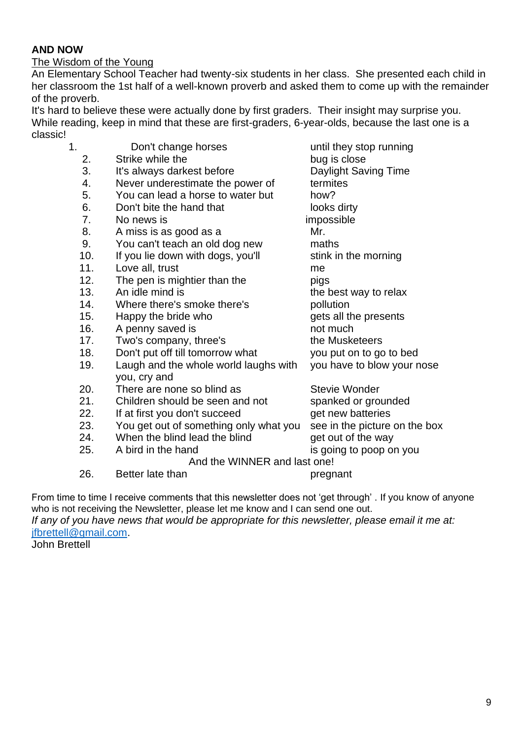**AND NOW**

The Wisdom of the Young

An Elementary School Teacher had twenty-six students in her class. She presented each child in her classroom the 1st half of a well-known proverb and asked them to come up with the remainder of the proverb.

It's hard to believe these were actually done by first graders. Their insight may surprise you. While reading, keep in mind that these are first-graders, 6-year-olds, because the last one is a classic!

| | | |
|---|---|---|
| 1. | Don't change horses | until they stop running |
| 2. | Strike while the | bug is close |
| 3. | It's always darkest before | Daylight Saving Time |
| 4. | Never underestimate the power of | termites |
| 5. | You can lead a horse to water but | how? |
| 6. | Don't bite the hand that | looks dirty |
| 7. | No news is | impossible |
| 8. | A miss is as good as a | Mr. |
| 9. | You can't teach an old dog new | maths |
| 10. | If you lie down with dogs, you'll | stink in the morning |
| 11. | Love all, trust | me |
| 12. | The pen is mightier than the | pigs |
| 13. | An idle mind is | the best way to relax |
| 14. | Where there's smoke there's | pollution |
| 15. | Happy the bride who | gets all the presents |
| 16. | A penny saved is | not much |
| 17. | Two's company, three's | the Musketeers |
| 18. | Don't put off till tomorrow what | you put on to go to bed |
| 19. | Laugh and the whole world laughs with you, cry and | you have to blow your nose |
| 20. | There are none so blind as | Stevie Wonder |
| 21. | Children should be seen and not | spanked or grounded |
| 22. | If at first you don't succeed | get new batteries |
| 23. | You get out of something only what you | see in the picture on the box |
| 24. | When the blind lead the blind | get out of the way |
| 25. | A bird in the hand | is going to poop on you |

And the WINNER and last one!

| | | |
|---|---|---|
| 26. | Better late than | pregnant |

From time to time I receive comments that this newsletter does not 'get through'. If you know of anyone who is not receiving the Newsletter, please let me know and I can send one out.

*If any of you have news that would be appropriate for this newsletter, please email it me at:* jfbrettell@gmail.com.

John Brettell